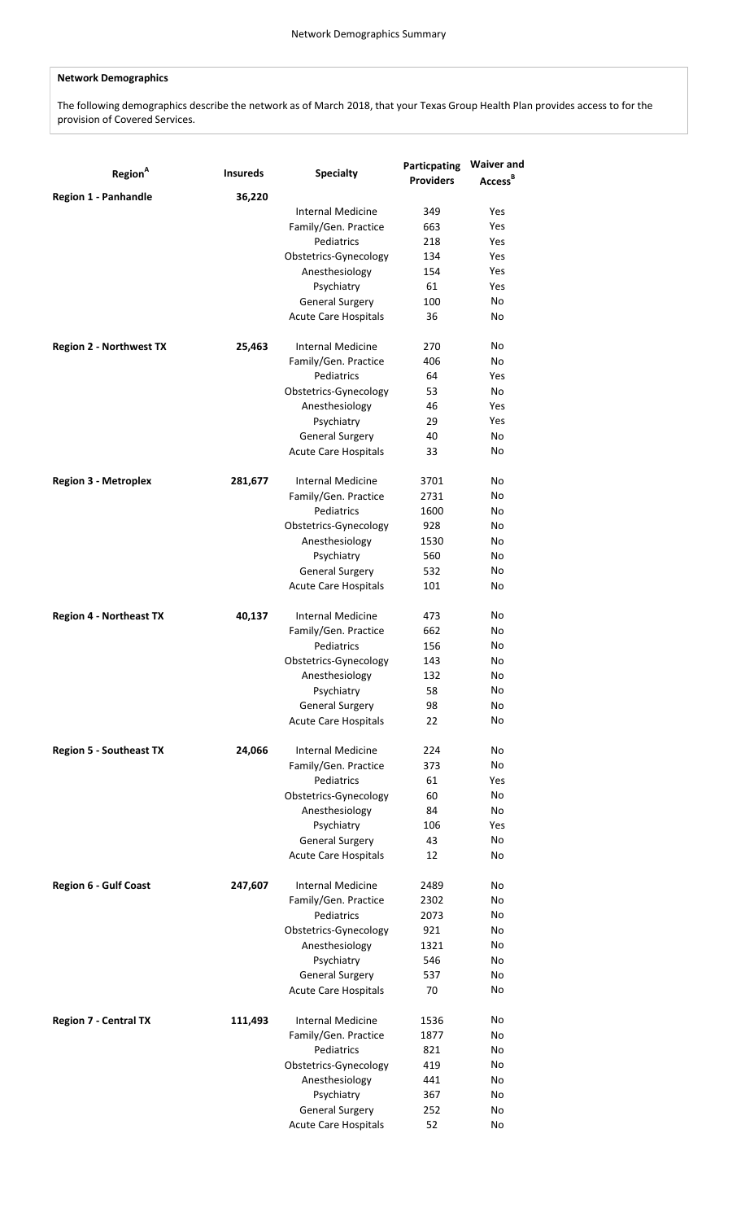**Network Demographics**

The following demographics describe the network as of March 2018, that your Texas Group Health Plan provides access to for the provision of Covered Services.

| Region[A] | Insureds | Specialty | Particpating Providers | Waiver and Access[B] |
|---|---|---|---|---|
| **Region 1 - Panhandle** | **36,220** | | | |
| | | Internal Medicine | 349 | Yes |
| | | Family/Gen. Practice | 663 | Yes |
| | | Pediatrics | 218 | Yes |
| | | Obstetrics-Gynecology | 134 | Yes |
| | | Anesthesiology | 154 | Yes |
| | | Psychiatry | 61 | Yes |
| | | General Surgery | 100 | No |
| | | Acute Care Hospitals | 36 | No |
| **Region 2 - Northwest TX** | **25,463** | Internal Medicine | 270 | No |
| | | Family/Gen. Practice | 406 | No |
| | | Pediatrics | 64 | Yes |
| | | Obstetrics-Gynecology | 53 | No |
| | | Anesthesiology | 46 | Yes |
| | | Psychiatry | 29 | Yes |
| | | General Surgery | 40 | No |
| | | Acute Care Hospitals | 33 | No |
| **Region 3 - Metroplex** | **281,677** | Internal Medicine | 3701 | No |
| | | Family/Gen. Practice | 2731 | No |
| | | Pediatrics | 1600 | No |
| | | Obstetrics-Gynecology | 928 | No |
| | | Anesthesiology | 1530 | No |
| | | Psychiatry | 560 | No |
| | | General Surgery | 532 | No |
| | | Acute Care Hospitals | 101 | No |
| **Region 4 - Northeast TX** | **40,137** | Internal Medicine | 473 | No |
| | | Family/Gen. Practice | 662 | No |
| | | Pediatrics | 156 | No |
| | | Obstetrics-Gynecology | 143 | No |
| | | Anesthesiology | 132 | No |
| | | Psychiatry | 58 | No |
| | | General Surgery | 98 | No |
| | | Acute Care Hospitals | 22 | No |
| **Region 5 - Southeast TX** | **24,066** | Internal Medicine | 224 | No |
| | | Family/Gen. Practice | 373 | No |
| | | Pediatrics | 61 | Yes |
| | | Obstetrics-Gynecology | 60 | No |
| | | Anesthesiology | 84 | No |
| | | Psychiatry | 106 | Yes |
| | | General Surgery | 43 | No |
| | | Acute Care Hospitals | 12 | No |
| **Region 6 - Gulf Coast** | **247,607** | Internal Medicine | 2489 | No |
| | | Family/Gen. Practice | 2302 | No |
| | | Pediatrics | 2073 | No |
| | | Obstetrics-Gynecology | 921 | No |
| | | Anesthesiology | 1321 | No |
| | | Psychiatry | 546 | No |
| | | General Surgery | 537 | No |
| | | Acute Care Hospitals | 70 | No |
| **Region 7 - Central TX** | **111,493** | Internal Medicine | 1536 | No |
| | | Family/Gen. Practice | 1877 | No |
| | | Pediatrics | 821 | No |
| | | Obstetrics-Gynecology | 419 | No |
| | | Anesthesiology | 441 | No |
| | | Psychiatry | 367 | No |
| | | General Surgery | 252 | No |
| | | Acute Care Hospitals | 52 | No |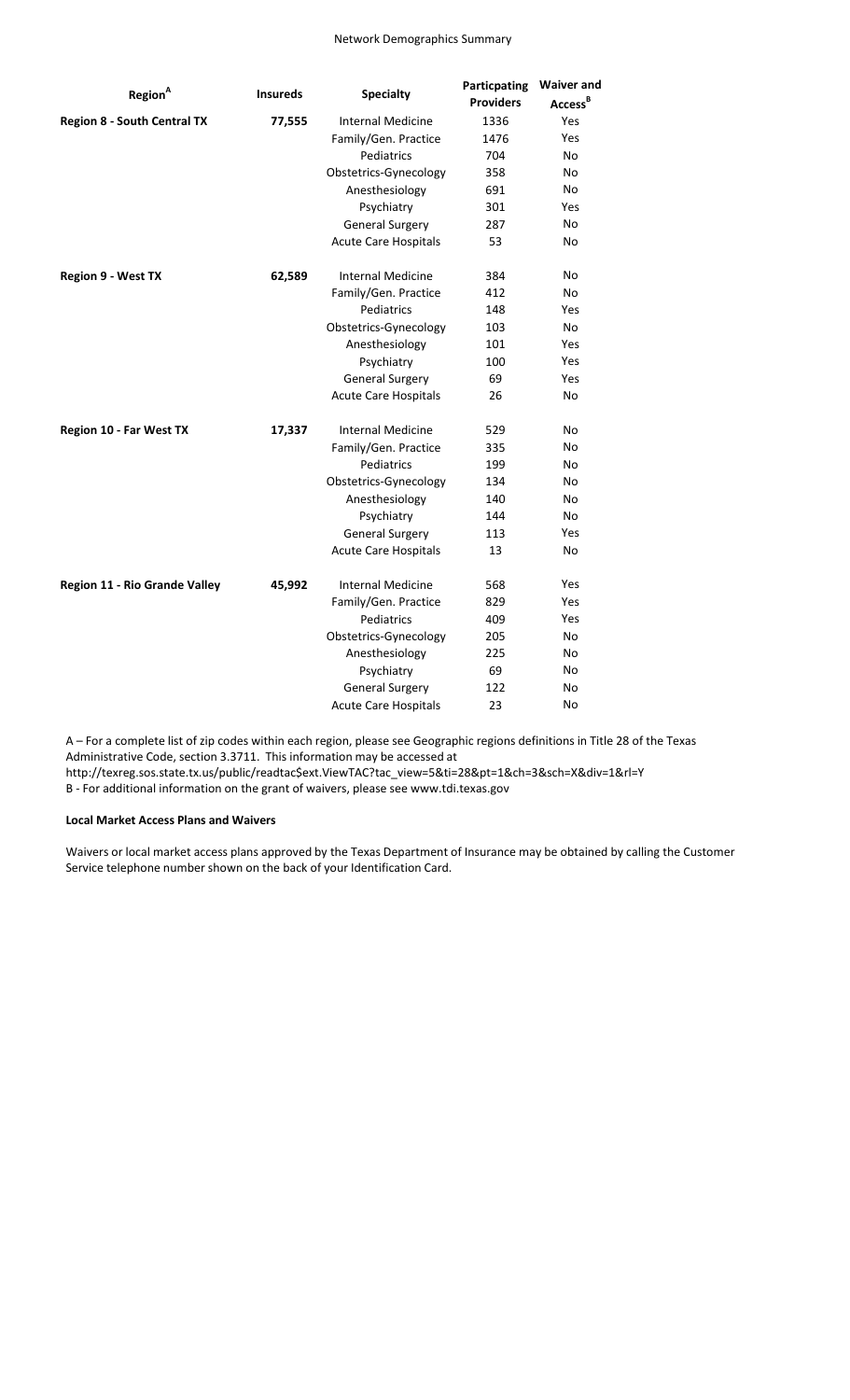Network Demographics Summary

| Region[A] | Insureds | Specialty | Particpating Providers | Waiver and Access[B] |
|---|---|---|---|---|
| **Region 8 - South Central TX** | **77,555** | Internal Medicine | 1336 | Yes |
| | | Family/Gen. Practice | 1476 | Yes |
| | | Pediatrics | 704 | No |
| | | Obstetrics-Gynecology | 358 | No |
| | | Anesthesiology | 691 | No |
| | | Psychiatry | 301 | Yes |
| | | General Surgery | 287 | No |
| | | Acute Care Hospitals | 53 | No |
| **Region 9 - West TX** | **62,589** | Internal Medicine | 384 | No |
| | | Family/Gen. Practice | 412 | No |
| | | Pediatrics | 148 | Yes |
| | | Obstetrics-Gynecology | 103 | No |
| | | Anesthesiology | 101 | Yes |
| | | Psychiatry | 100 | Yes |
| | | General Surgery | 69 | Yes |
| | | Acute Care Hospitals | 26 | No |
| **Region 10 - Far West TX** | **17,337** | Internal Medicine | 529 | No |
| | | Family/Gen. Practice | 335 | No |
| | | Pediatrics | 199 | No |
| | | Obstetrics-Gynecology | 134 | No |
| | | Anesthesiology | 140 | No |
| | | Psychiatry | 144 | No |
| | | General Surgery | 113 | Yes |
| | | Acute Care Hospitals | 13 | No |
| **Region 11 - Rio Grande Valley** | **45,992** | Internal Medicine | 568 | Yes |
| | | Family/Gen. Practice | 829 | Yes |
| | | Pediatrics | 409 | Yes |
| | | Obstetrics-Gynecology | 205 | No |
| | | Anesthesiology | 225 | No |
| | | Psychiatry | 69 | No |
| | | General Surgery | 122 | No |
| | | Acute Care Hospitals | 23 | No |

A – For a complete list of zip codes within each region, please see Geographic regions definitions in Title 28 of the Texas Administrative Code, section 3.3711. This information may be accessed at http://texreg.sos.state.tx.us/public/readtac$ext.ViewTAC?tac_view=5&ti=28&pt=1&ch=3&sch=X&div=1&rl=Y

B - For additional information on the grant of waivers, please see www.tdi.texas.gov

**Local Market Access Plans and Waivers**

Waivers or local market access plans approved by the Texas Department of Insurance may be obtained by calling the Customer Service telephone number shown on the back of your Identification Card.